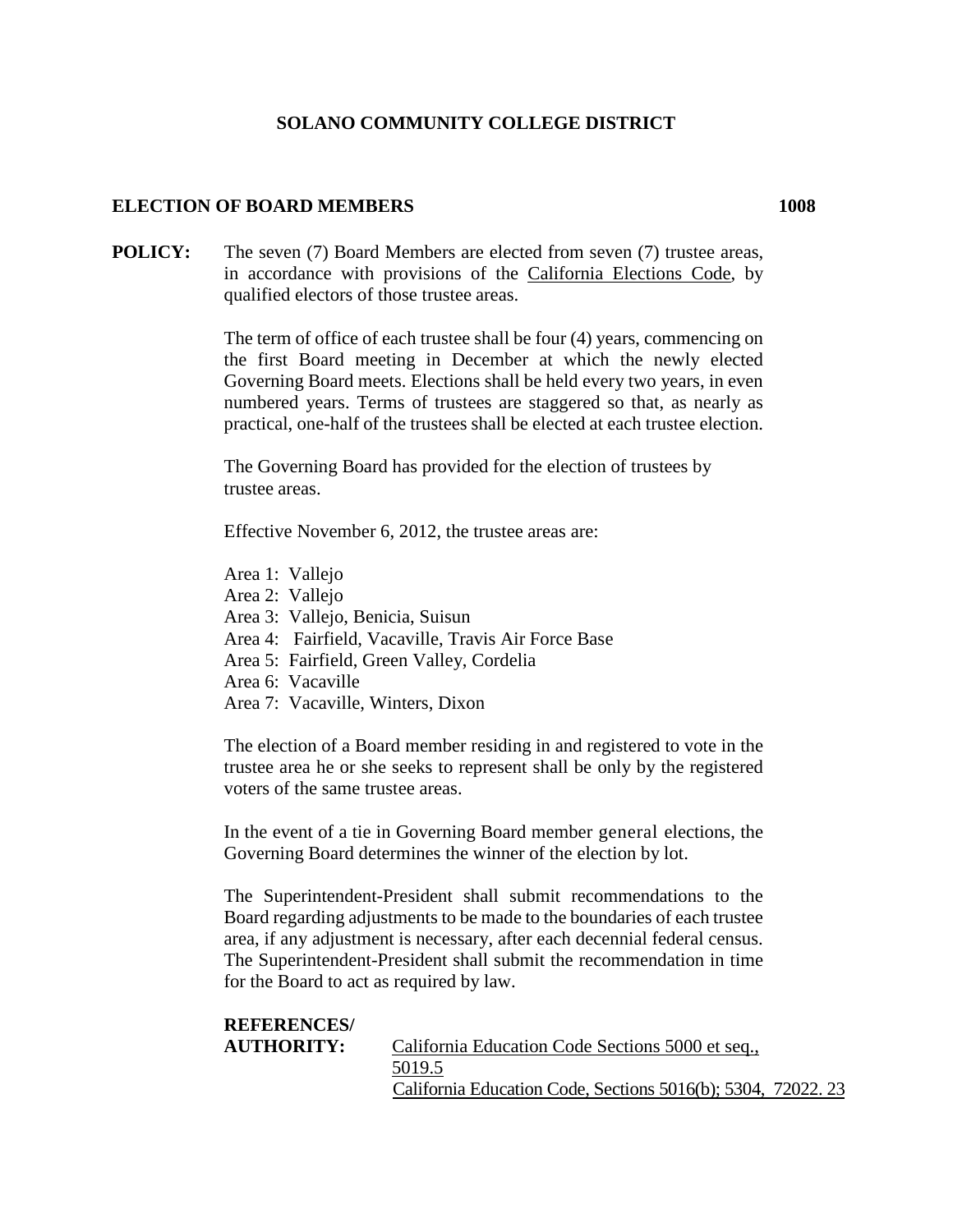# SOLANO COMMUNITY COLLEGE DISTRICT

## ELECTION OF BOARD MEMBERS 1008

**POLICY:** The seven (7) Board Members are elected from seven (7) trustee areas, in accordance with provisions of the California Elections Code, by qualified electors of those trustee areas.

The term of office of each trustee shall be four (4) years, commencing on the first Board meeting in December at which the newly elected Governing Board meets. Elections shall be held every two years, in even numbered years. Terms of trustees are staggered so that, as nearly as practical, one-half of the trustees shall be elected at each trustee election.

The Governing Board has provided for the election of trustees by trustee areas.

Effective November 6, 2012, the trustee areas are:

Area 1: Vallejo
Area 2: Vallejo
Area 3: Vallejo, Benicia, Suisun
Area 4: Fairfield, Vacaville, Travis Air Force Base
Area 5: Fairfield, Green Valley, Cordelia
Area 6: Vacaville
Area 7: Vacaville, Winters, Dixon

The election of a Board member residing in and registered to vote in the trustee area he or she seeks to represent shall be only by the registered voters of the same trustee areas.

In the event of a tie in Governing Board member general elections, the Governing Board determines the winner of the election by lot.

The Superintendent-President shall submit recommendations to the Board regarding adjustments to be made to the boundaries of each trustee area, if any adjustment is necessary, after each decennial federal census. The Superintendent-President shall submit the recommendation in time for the Board to act as required by law.

**REFERENCES/ AUTHORITY:** California Education Code Sections 5000 et seq., 5019.5
California Education Code, Sections 5016(b); 5304, 72022. 23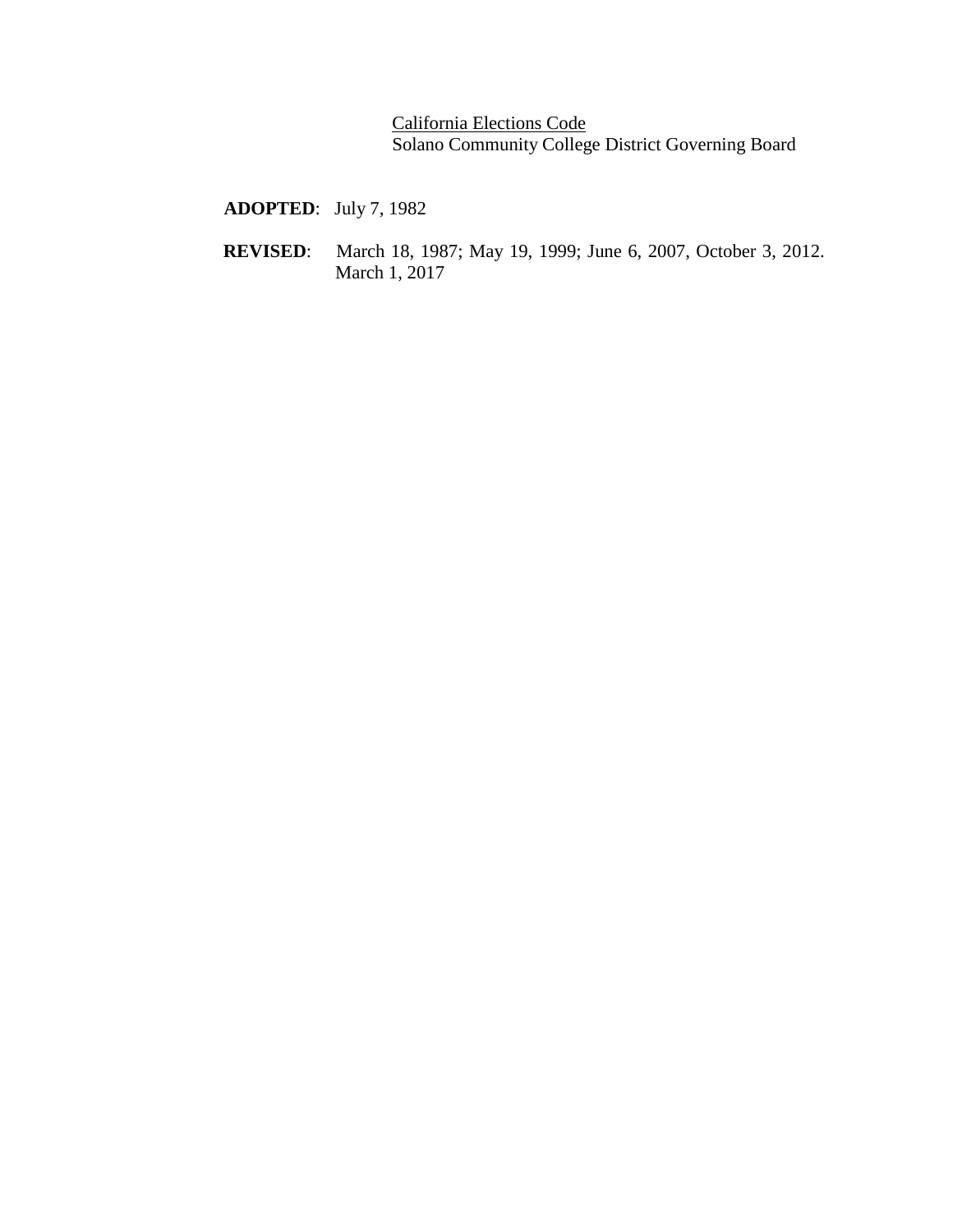<u>California Elections Code</u>
Solano Community College District Governing Board

**ADOPTED**: July 7, 1982

**REVISED**: March 18, 1987; May 19, 1999; June 6, 2007, October 3, 2012. March 1, 2017